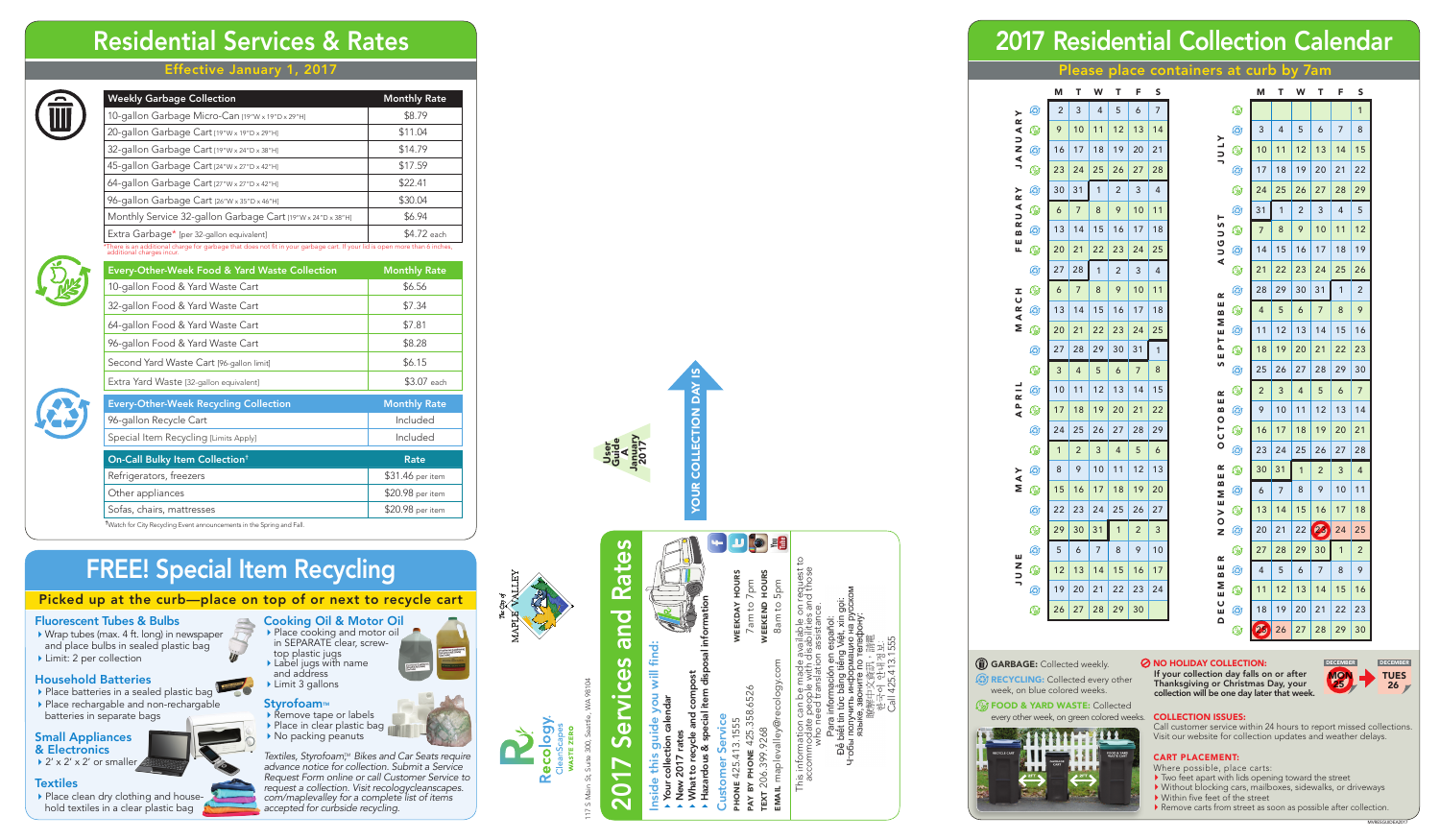# Residential Services & Rates

## Effective January 1, 2017

| Weekly Garbage Collection | Monthly Rate |
|---|---|
| 10-gallon Garbage Micro-Can [19"W x 19"D x 29"H] | $8.79 |
| 20-gallon Garbage Cart [19"W x 19"D x 29"H] | $11.04 |
| 32-gallon Garbage Cart [19"W x 24"D x 38"H] | $14.79 |
| 45-gallon Garbage Cart [24"W x 27"D x 42"H] | $17.59 |
| 64-gallon Garbage Cart [27"W x 27"D x 42"H] | $22.41 |
| 96-gallon Garbage Cart [26"W x 35"D x 46"H] | $30.04 |
| Monthly Service 32-gallon Garbage Cart [19"W x 24"D x 38"H] | $6.94 |
| Extra Garbage* [per 32-gallon equivalent] | $4.72 each |

*There is an additional charge for garbage that does not fit in your garbage cart. If your lid is open more than 6 inches, additional charges incur.

| Every-Other-Week Food & Yard Waste Collection | Monthly Rate |
|---|---|
| 10-gallon Food & Yard Waste Cart | $6.56 |
| 32-gallon Food & Yard Waste Cart | $7.34 |
| 64-gallon Food & Yard Waste Cart | $7.81 |
| 96-gallon Food & Yard Waste Cart | $8.28 |
| Second Yard Waste Cart [96-gallon limit] | $6.15 |
| Extra Yard Waste [32-gallon equivalent] | $3.07 each |

| Every-Other-Week Recycling Collection | Monthly Rate |
|---|---|
| 96-gallon Recycle Cart | Included |
| Special Item Recycling [Limits Apply] | Included |

| On-Call Bulky Item Collection† | Rate |
|---|---|
| Refrigerators, freezers | $31.46 per item |
| Other appliances | $20.98 per item |
| Sofas, chairs, mattresses | $20.98 per item |

†Watch for City Recycling Event announcements in the Spring and Fall.

# FREE! Special Item Recycling

## Picked up at the curb—place on top of or next to recycle cart

### Fluorescent Tubes & Bulbs
- Wrap tubes (max. 4 ft. long) in newspaper and place bulbs in sealed plastic bag
- Limit: 2 per collection

### Household Batteries
- Place batteries in a sealed plastic bag
- Place rechargable and non-rechargable batteries in separate bags

### Small Appliances & Electronics
- 2' x 2' x 2' or smaller

### Textiles
- Place clean dry clothing and household textiles in a clear plastic bag

### Cooking Oil & Motor Oil
- Place cooking and motor oil in SEPARATE clear, screw-top plastic jugs
- Label jugs with name and address
- Limit 3 gallons

### Styrofoam™
- Remove tape or labels
- Place in clear plastic bag
- No packing peanuts

*Textiles, Styrofoam,™ Bikes and Car Seats require advance notice for collection. Submit a Service Request Form online or call Customer Service to request a collection. Visit recologycleanscapes.com/maplevalley for a complete list of items accepted for curbside recycling.*

The City of MAPLE VALLEY

Recology CleanScapes WASTE ZERO

117 S Main St, Suite 300, Seattle, WA 98104

# 2017 Services and Rates

User Guide A January 2017

YOUR COLLECTION DAY IS

### Inside this guide you will find:
- Your collection calendar
- New 2017 rates
- What to recycle and compost
- Hazardous & special item disposal information

### Customer Service
PHONE 425.413.1555
PAY BY PHONE 425.358.6526
TEXT 206.399.9268
EMAIL maplevalley@recology.com

WEEKDAY HOURS 7am to 7pm
WEEKEND HOURS 8am to 5pm

This information can be made available on request to accommodate people with disabilities and those who need translation assistance.
Para información en español:
Để biết tin tức bằng tiếng Việt, xin gọi:
Чтобы получить информацию на русском языке, звоните по телефону:
欲獲得中文資訊，請電:
한국어 안내 정보:
Call 425.413.1555

# 2017 Residential Collection Calendar

## Please place containers at curb by 7am

| Month | M | T | W | T | F | S |
|---|---|---|---|---|---|---|
| JANUARY | 2 | 3 | 4 | 5 | 6 | 7 |
| | 9 | 10 | 11 | 12 | 13 | 14 |
| | 16 | 17 | 18 | 19 | 20 | 21 |
| | 23 | 24 | 25 | 26 | 27 | 28 |
| FEBRUARY | 30 | 31 | 1 | 2 | 3 | 4 |
| | 6 | 7 | 8 | 9 | 10 | 11 |
| | 13 | 14 | 15 | 16 | 17 | 18 |
| | 20 | 21 | 22 | 23 | 24 | 25 |
| | 27 | 28 | 1 | 2 | 3 | 4 |
| MARCH | 6 | 7 | 8 | 9 | 10 | 11 |
| | 13 | 14 | 15 | 16 | 17 | 18 |
| | 20 | 21 | 22 | 23 | 24 | 25 |
| | 27 | 28 | 29 | 30 | 31 | 1 |
| APRIL | 3 | 4 | 5 | 6 | 7 | 8 |
| | 10 | 11 | 12 | 13 | 14 | 15 |
| | 17 | 18 | 19 | 20 | 21 | 22 |
| | 24 | 25 | 26 | 27 | 28 | 29 |
| MAY | 1 | 2 | 3 | 4 | 5 | 6 |
| | 8 | 9 | 10 | 11 | 12 | 13 |
| | 15 | 16 | 17 | 18 | 19 | 20 |
| | 22 | 23 | 24 | 25 | 26 | 27 |
| | 29 | 30 | 31 | 1 | 2 | 3 |
| JUNE | 5 | 6 | 7 | 8 | 9 | 10 |
| | 12 | 13 | 14 | 15 | 16 | 17 |
| | 19 | 20 | 21 | 22 | 23 | 24 |
| | 26 | 27 | 28 | 29 | 30 | |

| Month | M | T | W | T | F | S |
|---|---|---|---|---|---|---|
| JULY | | | | | | 1 |
| | 3 | 4 | 5 | 6 | 7 | 8 |
| | 10 | 11 | 12 | 13 | 14 | 15 |
| | 17 | 18 | 19 | 20 | 21 | 22 |
| | 24 | 25 | 26 | 27 | 28 | 29 |
| AUGUST | 31 | 1 | 2 | 3 | 4 | 5 |
| | 7 | 8 | 9 | 10 | 11 | 12 |
| | 14 | 15 | 16 | 17 | 18 | 19 |
| | 21 | 22 | 23 | 24 | 25 | 26 |
| SEPTEMBER | 28 | 29 | 30 | 31 | 1 | 2 |
| | 4 | 5 | 6 | 7 | 8 | 9 |
| | 11 | 12 | 13 | 14 | 15 | 16 |
| | 18 | 19 | 20 | 21 | 22 | 23 |
| | 25 | 26 | 27 | 28 | 29 | 30 |
| OCTOBER | 2 | 3 | 4 | 5 | 6 | 7 |
| | 9 | 10 | 11 | 12 | 13 | 14 |
| | 16 | 17 | 18 | 19 | 20 | 21 |
| | 23 | 24 | 25 | 26 | 27 | 28 |
| NOVEMBER | 30 | 31 | 1 | 2 | 3 | 4 |
| | 6 | 7 | 8 | 9 | 10 | 11 |
| | 13 | 14 | 15 | 16 | 17 | 18 |
| | 20 | 21 | 22 | 23 (no collection) | 24 | 25 |
| DECEMBER | 27 | 28 | 29 | 30 | 1 | 2 |
| | 4 | 5 | 6 | 7 | 8 | 9 |
| | 11 | 12 | 13 | 14 | 15 | 16 |
| | 18 | 19 | 20 | 21 | 22 | 23 |
| | 25 (no collection) | 26 | 27 | 28 | 29 | 30 |

**GARBAGE:** Collected weekly.

**RECYCLING:** Collected every other week, on blue colored weeks.

**FOOD & YARD WASTE:** Collected every other week, on green colored weeks.

**NO HOLIDAY COLLECTION:** If your collection day falls on or after Thanksgiving or Christmas Day, your collection will be one day later that week.

DECEMBER MON 25 → DECEMBER TUES 26

**COLLECTION ISSUES:** Call customer service within 24 hours to report missed collections. Visit our website for collection updates and weather delays.

**CART PLACEMENT:** Where possible, place carts:
- Two feet apart with lids opening toward the street
- Without blocking cars, mailboxes, sidewalks, or driveways
- Within five feet of the street
- Remove carts from street as soon as possible after collection.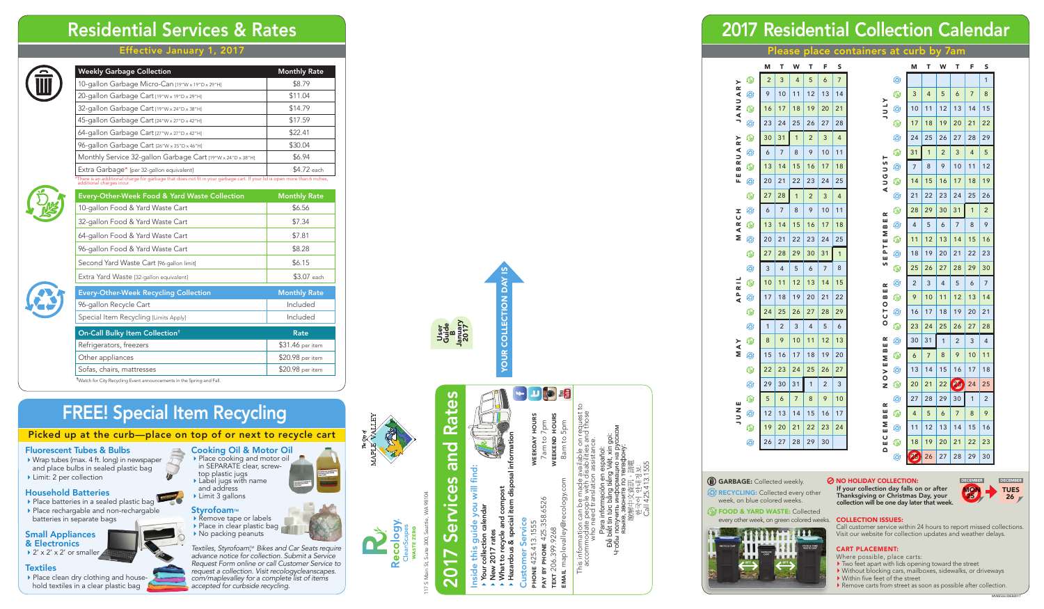# Residential Services & Rates

Effective January 1, 2017

| Weekly Garbage Collection | Monthly Rate |
|---|---|
| 10-gallon Garbage Micro-Can [19"W x 19"D x 29"H] | $8.79 |
| 20-gallon Garbage Cart [19"W x 19"D x 29"H] | $11.04 |
| 32-gallon Garbage Cart [19"W x 24"D x 38"H] | $14.79 |
| 45-gallon Garbage Cart [24"W x 27"D x 42"H] | $17.59 |
| 64-gallon Garbage Cart [27"W x 27"D x 42"H] | $22.41 |
| 96-gallon Garbage Cart [26"W x 35"D x 46"H] | $30.04 |
| Monthly Service 32-gallon Garbage Cart [19"W x 24"D x 38"H] | $6.94 |
| Extra Garbage* [per 32-gallon equivalent] | $4.72 each |

*There is an additional charge for garbage that does not fit in your garbage cart. If your lid is open more than 6 inches, additional charges incur.

| Every-Other-Week Food & Yard Waste Collection | Monthly Rate |
|---|---|
| 10-gallon Food & Yard Waste Cart | $6.56 |
| 32-gallon Food & Yard Waste Cart | $7.34 |
| 64-gallon Food & Yard Waste Cart | $7.81 |
| 96-gallon Food & Yard Waste Cart | $8.28 |
| Second Yard Waste Cart [96-gallon limit] | $6.15 |
| Extra Yard Waste [32-gallon equivalent] | $3.07 each |

| Every-Other-Week Recycling Collection | Monthly Rate |
|---|---|
| 96-gallon Recycle Cart | Included |
| Special Item Recycling [Limits Apply] | Included |

| On-Call Bulky Item Collection† | Rate |
|---|---|
| Refrigerators, freezers | $31.46 per item |
| Other appliances | $20.98 per item |
| Sofas, chairs, mattresses | $20.98 per item |

†Watch for City Recycling Event announcements in the Spring and Fall.

# FREE! Special Item Recycling

**Picked up at the curb—place on top of or next to recycle cart**

### Fluorescent Tubes & Bulbs
- Wrap tubes (max. 4 ft. long) in newspaper and place bulbs in sealed plastic bag
- Limit: 2 per collection

### Household Batteries
- Place batteries in a sealed plastic bag
- Place rechargable and non-rechargable batteries in separate bags

### Small Appliances & Electronics
- 2' x 2' x 2' or smaller

### Textiles
- Place clean dry clothing and household textiles in a clear plastic bag

### Cooking Oil & Motor Oil
- Place cooking and motor oil in SEPARATE clear, screw-top plastic jugs
- Label jugs with name and address
- Limit 3 gallons

### Styrofoam™
- Remove tape or labels
- Place in clear plastic bag
- No packing peanuts

*Textiles, Styrofoam,™ Bikes and Car Seats require advance notice for collection. Submit a Service Request Form online or call Customer Service to request a collection. Visit recologycleanscapes.com/maplevalley for a complete list of items accepted for curbside recycling.*

The City of MAPLE VALLEY

Recology CleanScapes WASTE ZERO

117 S Main St, Suite 300, Seattle, WA 98104

User Guide B January 2017

# 2017 Services and Rates

YOUR COLLECTION DAY IS

**Inside this guide you will find:**
- Your collection calendar
- New 2017 rates
- What to recycle and compost
- Hazardous & special item disposal information

**Customer Service**

PHONE 425.413.1555 — WEEKDAY HOURS 7am to 7pm
PAY BY PHONE 425.358.6526 — WEEKEND HOURS 8am to 5pm
TEXT 206.399.9268
EMAIL maplevalley@recology.com

This information can be made available on request to accommodate people with disabilities and those who need translation assistance.

Para información en español:
Để biết tin tức bằng tiếng Việt, xin gọi:
Чтобы получить информацию на русском языке, звоните по телефону:
欲獲得中文資訊，請撥：
한국어 안내 정보：
Call 425.413.1555

# 2017 Residential Collection Calendar

Please place containers at curb by 7am

**JANUARY – JUNE**

| M | T | W | T | F | S |
|---|---|---|---|---|---|
| 2 | 3 | 4 | 5 | 6 | 7 |
| 9 | 10 | 11 | 12 | 13 | 14 |
| 16 | 17 | 18 | 19 | 20 | 21 |
| 23 | 24 | 25 | 26 | 27 | 28 |
| 30 | 31 | 1 | 2 | 3 | 4 |
| 6 | 7 | 8 | 9 | 10 | 11 |
| 13 | 14 | 15 | 16 | 17 | 18 |
| 20 | 21 | 22 | 23 | 24 | 25 |
| 27 | 28 | 1 | 2 | 3 | 4 |
| 6 | 7 | 8 | 9 | 10 | 11 |
| 13 | 14 | 15 | 16 | 17 | 18 |
| 20 | 21 | 22 | 23 | 24 | 25 |
| 27 | 28 | 29 | 30 | 31 | 1 |
| 3 | 4 | 5 | 6 | 7 | 8 |
| 10 | 11 | 12 | 13 | 14 | 15 |
| 17 | 18 | 19 | 20 | 21 | 22 |
| 24 | 25 | 26 | 27 | 28 | 29 |
| 1 | 2 | 3 | 4 | 5 | 6 |
| 8 | 9 | 10 | 11 | 12 | 13 |
| 15 | 16 | 17 | 18 | 19 | 20 |
| 22 | 23 | 24 | 25 | 26 | 27 |
| 29 | 30 | 31 | 1 | 2 | 3 |
| 5 | 6 | 7 | 8 | 9 | 10 |
| 12 | 13 | 14 | 15 | 16 | 17 |
| 19 | 20 | 21 | 22 | 23 | 24 |
| 26 | 27 | 28 | 29 | 30 | |

**JULY – DECEMBER**

| M | T | W | T | F | S |
|---|---|---|---|---|---|
| | | | | | 1 |
| 3 | 4 | 5 | 6 | 7 | 8 |
| 10 | 11 | 12 | 13 | 14 | 15 |
| 17 | 18 | 19 | 20 | 21 | 22 |
| 24 | 25 | 26 | 27 | 28 | 29 |
| 31 | 1 | 2 | 3 | 4 | 5 |
| 7 | 8 | 9 | 10 | 11 | 12 |
| 14 | 15 | 16 | 17 | 18 | 19 |
| 21 | 22 | 23 | 24 | 25 | 26 |
| 28 | 29 | 30 | 31 | 1 | 2 |
| 4 | 5 | 6 | 7 | 8 | 9 |
| 11 | 12 | 13 | 14 | 15 | 16 |
| 18 | 19 | 20 | 21 | 22 | 23 |
| 25 | 26 | 27 | 28 | 29 | 30 |
| 2 | 3 | 4 | 5 | 6 | 7 |
| 9 | 10 | 11 | 12 | 13 | 14 |
| 16 | 17 | 18 | 19 | 20 | 21 |
| 23 | 24 | 25 | 26 | 27 | 28 |
| 30 | 31 | 1 | 2 | 3 | 4 |
| 6 | 7 | 8 | 9 | 10 | 11 |
| 13 | 14 | 15 | 16 | 17 | 18 |
| 20 | 21 | 22 | 23 | 24 | 25 |
| 27 | 28 | 29 | 30 | 1 | 2 |
| 4 | 5 | 6 | 7 | 8 | 9 |
| 11 | 12 | 13 | 14 | 15 | 16 |
| 18 | 19 | 20 | 21 | 22 | 23 |
| 25 | 26 | 27 | 28 | 29 | 30 |

**GARBAGE:** Collected weekly.

**RECYCLING:** Collected every other week, on blue colored weeks.

**FOOD & YARD WASTE:** Collected every other week, on green colored weeks.

**NO HOLIDAY COLLECTION:**
If your collection day falls on or after Thanksgiving or Christmas Day, your collection will be one day later that week.

DECEMBER MON 25 → DECEMBER TUES 26

**COLLECTION ISSUES:**
Call customer service within 24 hours to report missed collections. Visit our website for collection updates and weather delays.

**CART PLACEMENT:**
Where possible, place carts:
- Two feet apart with lids opening toward the street
- Without blocking cars, mailboxes, sidewalks, or driveways
- Within five feet of the street
- Remove carts from street as soon as possible after collection.